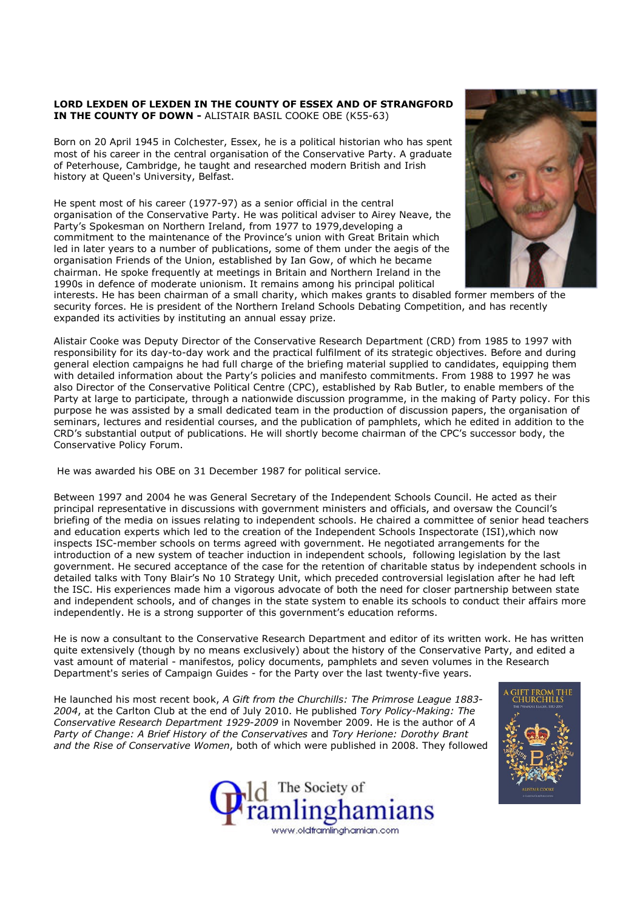**LORD LEXDEN OF LEXDEN IN THE COUNTY OF ESSEX AND OF STRANGFORD IN THE COUNTY OF DOWN -** ALISTAIR BASIL COOKE OBE (K55-63)

Born on 20 April 1945 in Colchester, Essex, he is a political historian who has spent most of his career in the central organisation of the Conservative Party. A graduate of Peterhouse, Cambridge, he taught and researched modern British and Irish history at Queen's University, Belfast.

He spent most of his career (1977-97) as a senior official in the central organisation of the Conservative Party. He was political adviser to Airey Neave, the Party's Spokesman on Northern Ireland, from 1977 to 1979,developing a commitment to the maintenance of the Province's union with Great Britain which led in later years to a number of publications, some of them under the aegis of the organisation Friends of the Union, established by Ian Gow, of which he became chairman. He spoke frequently at meetings in Britain and Northern Ireland in the 1990s in defence of moderate unionism. It remains among his principal political interests. He has been chairman of a small charity, which makes grants to disabled former members of the security forces. He is president of the Northern Ireland Schools Debating Competition, and has recently expanded its activities by instituting an annual essay prize.

Alistair Cooke was Deputy Director of the Conservative Research Department (CRD) from 1985 to 1997 with responsibility for its day-to-day work and the practical fulfilment of its strategic objectives. Before and during general election campaigns he had full charge of the briefing material supplied to candidates, equipping them with detailed information about the Party's policies and manifesto commitments. From 1988 to 1997 he was also Director of the Conservative Political Centre (CPC), established by Rab Butler, to enable members of the Party at large to participate, through a nationwide discussion programme, in the making of Party policy. For this purpose he was assisted by a small dedicated team in the production of discussion papers, the organisation of seminars, lectures and residential courses, and the publication of pamphlets, which he edited in addition to the CRD's substantial output of publications. He will shortly become chairman of the CPC's successor body, the Conservative Policy Forum.

He was awarded his OBE on 31 December 1987 for political service.

Between 1997 and 2004 he was General Secretary of the Independent Schools Council. He acted as their principal representative in discussions with government ministers and officials, and oversaw the Council's briefing of the media on issues relating to independent schools. He chaired a committee of senior head teachers and education experts which led to the creation of the Independent Schools Inspectorate (ISI),which now inspects ISC-member schools on terms agreed with government. He negotiated arrangements for the introduction of a new system of teacher induction in independent schools, following legislation by the last government. He secured acceptance of the case for the retention of charitable status by independent schools in detailed talks with Tony Blair's No 10 Strategy Unit, which preceded controversial legislation after he had left the ISC. His experiences made him a vigorous advocate of both the need for closer partnership between state and independent schools, and of changes in the state system to enable its schools to conduct their affairs more independently. He is a strong supporter of this government's education reforms.

He is now a consultant to the Conservative Research Department and editor of its written work. He has written quite extensively (though by no means exclusively) about the history of the Conservative Party, and edited a vast amount of material - manifestos, policy documents, pamphlets and seven volumes in the Research Department's series of Campaign Guides - for the Party over the last twenty-five years.

He launched his most recent book, *A Gift from the Churchills: The Primrose League 1883-2004*, at the Carlton Club at the end of July 2010. He published *Tory Policy-Making: The Conservative Research Department 1929-2009* in November 2009. He is the author of *A Party of Change: A Brief History of the Conservatives* and *Tory Herione: Dorothy Brant and the Rise of Conservative Women*, both of which were published in 2008. They followed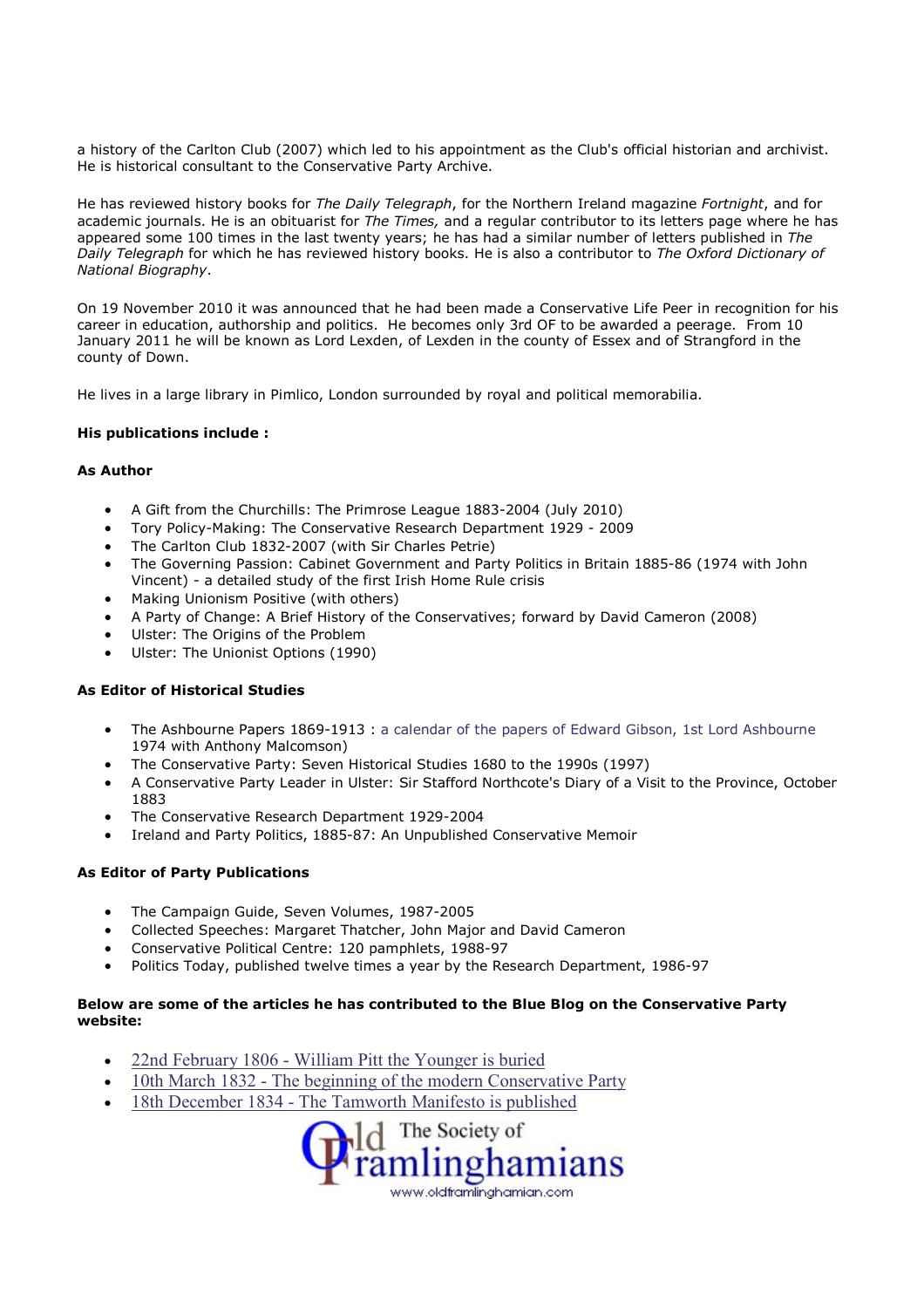a history of the Carlton Club (2007) which led to his appointment as the Club's official historian and archivist. He is historical consultant to the Conservative Party Archive.

He has reviewed history books for *The Daily Telegraph*, for the Northern Ireland magazine *Fortnight*, and for academic journals. He is an obituarist for *The Times,* and a regular contributor to its letters page where he has appeared some 100 times in the last twenty years; he has had a similar number of letters published in *The Daily Telegraph* for which he has reviewed history books. He is also a contributor to *The Oxford Dictionary of National Biography*.

On 19 November 2010 it was announced that he had been made a Conservative Life Peer in recognition for his career in education, authorship and politics. He becomes only 3rd OF to be awarded a peerage. From 10 January 2011 he will be known as Lord Lexden, of Lexden in the county of Essex and of Strangford in the county of Down.

He lives in a large library in Pimlico, London surrounded by royal and political memorabilia.

**His publications include :**

**As Author**

- A Gift from the Churchills: The Primrose League 1883-2004 (July 2010)
- Tory Policy-Making: The Conservative Research Department 1929 - 2009
- The Carlton Club 1832-2007 (with Sir Charles Petrie)
- The Governing Passion: Cabinet Government and Party Politics in Britain 1885-86 (1974 with John Vincent) - a detailed study of the first Irish Home Rule crisis
- Making Unionism Positive (with others)
- A Party of Change: A Brief History of the Conservatives; forward by David Cameron (2008)
- Ulster: The Origins of the Problem
- Ulster: The Unionist Options (1990)

**As Editor of Historical Studies**

- The Ashbourne Papers 1869-1913 : a calendar of the papers of Edward Gibson, 1st Lord Ashbourne 1974 with Anthony Malcomson)
- The Conservative Party: Seven Historical Studies 1680 to the 1990s (1997)
- A Conservative Party Leader in Ulster: Sir Stafford Northcote's Diary of a Visit to the Province, October 1883
- The Conservative Research Department 1929-2004
- Ireland and Party Politics, 1885-87: An Unpublished Conservative Memoir

**As Editor of Party Publications**

- The Campaign Guide, Seven Volumes, 1987-2005
- Collected Speeches: Margaret Thatcher, John Major and David Cameron
- Conservative Political Centre: 120 pamphlets, 1988-97
- Politics Today, published twelve times a year by the Research Department, 1986-97

**Below are some of the articles he has contributed to the Blue Blog on the Conservative Party website:**

- 22nd February 1806 - William Pitt the Younger is buried
- 10th March 1832 - The beginning of the modern Conservative Party
- 18th December 1834 - The Tamworth Manifesto is published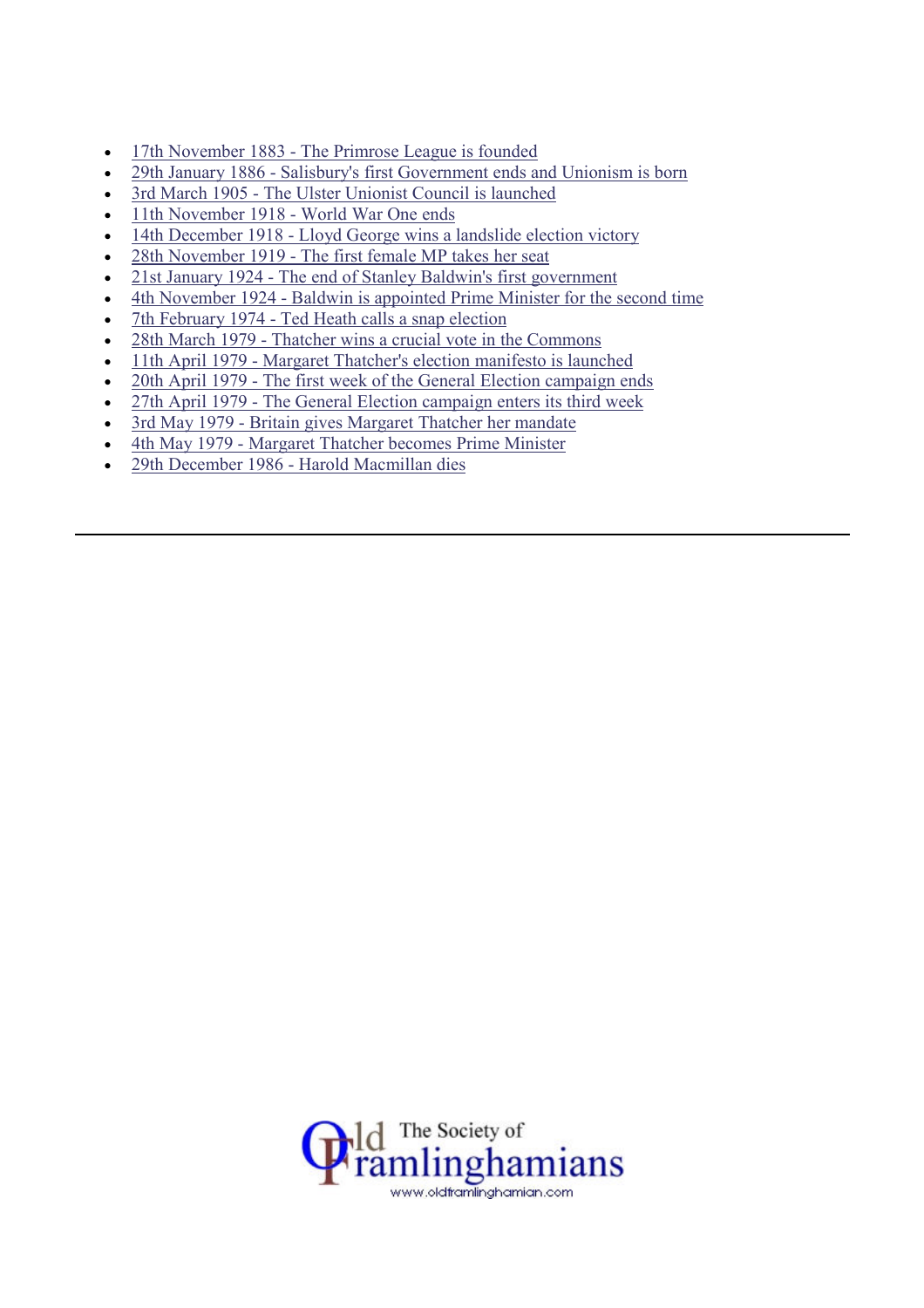- 17th November 1883 - The Primrose League is founded
- 29th January 1886 - Salisbury's first Government ends and Unionism is born
- 3rd March 1905 - The Ulster Unionist Council is launched
- 11th November 1918 - World War One ends
- 14th December 1918 - Lloyd George wins a landslide election victory
- 28th November 1919 - The first female MP takes her seat
- 21st January 1924 - The end of Stanley Baldwin's first government
- 4th November 1924 - Baldwin is appointed Prime Minister for the second time
- 7th February 1974 - Ted Heath calls a snap election
- 28th March 1979 - Thatcher wins a crucial vote in the Commons
- 11th April 1979 - Margaret Thatcher's election manifesto is launched
- 20th April 1979 - The first week of the General Election campaign ends
- 27th April 1979 - The General Election campaign enters its third week
- 3rd May 1979 - Britain gives Margaret Thatcher her mandate
- 4th May 1979 - Margaret Thatcher becomes Prime Minister
- 29th December 1986 - Harold Macmillan dies

---

Old Framlinghamians – The Society of
www.oldframlinghamian.com